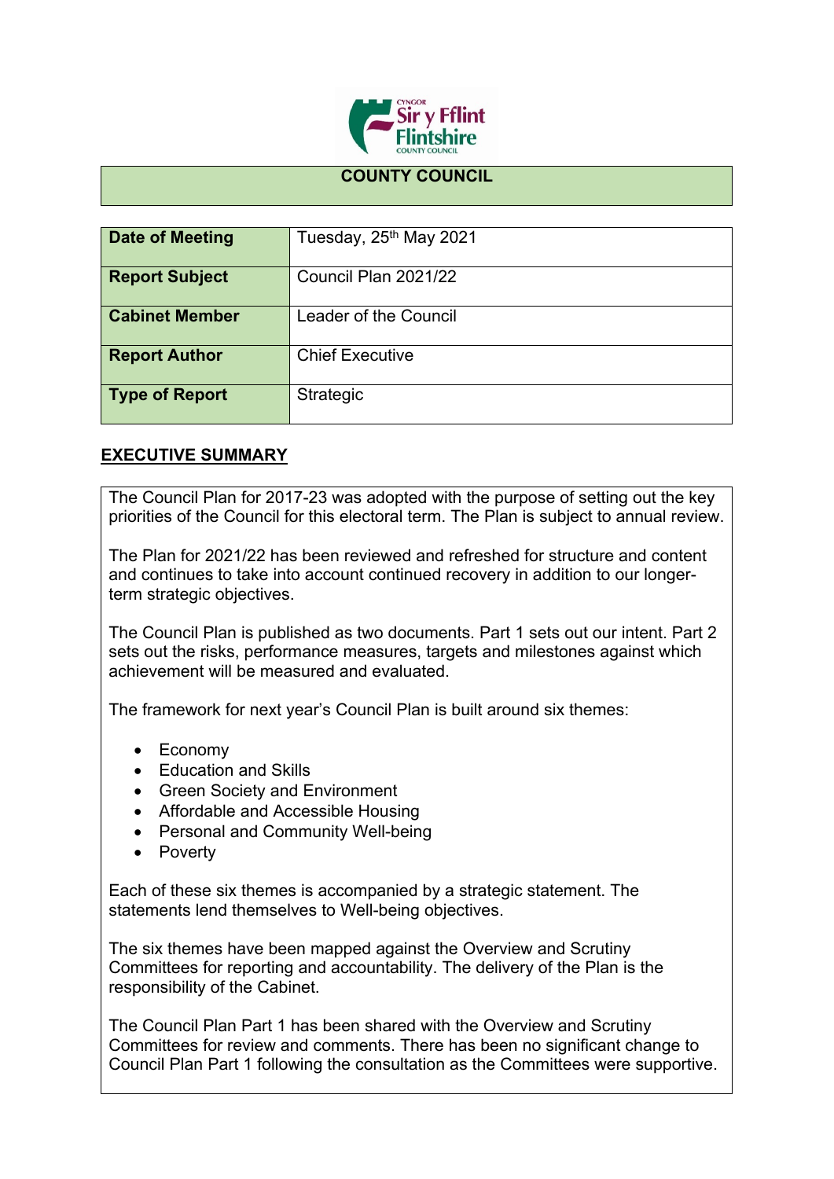**COUNTY COUNCIL**

| Date of Meeting | Tuesday, 25th May 2021 |
| --- | --- |
| Report Subject | Council Plan 2021/22 |
| Cabinet Member | Leader of the Council |
| Report Author | Chief Executive |
| Type of Report | Strategic |

## EXECUTIVE SUMMARY

The Council Plan for 2017-23 was adopted with the purpose of setting out the key priorities of the Council for this electoral term. The Plan is subject to annual review.

The Plan for 2021/22 has been reviewed and refreshed for structure and content and continues to take into account continued recovery in addition to our longer-term strategic objectives.

The Council Plan is published as two documents. Part 1 sets out our intent. Part 2 sets out the risks, performance measures, targets and milestones against which achievement will be measured and evaluated.

The framework for next year's Council Plan is built around six themes:

- Economy
- Education and Skills
- Green Society and Environment
- Affordable and Accessible Housing
- Personal and Community Well-being
- Poverty

Each of these six themes is accompanied by a strategic statement. The statements lend themselves to Well-being objectives.

The six themes have been mapped against the Overview and Scrutiny Committees for reporting and accountability. The delivery of the Plan is the responsibility of the Cabinet.

The Council Plan Part 1 has been shared with the Overview and Scrutiny Committees for review and comments. There has been no significant change to Council Plan Part 1 following the consultation as the Committees were supportive.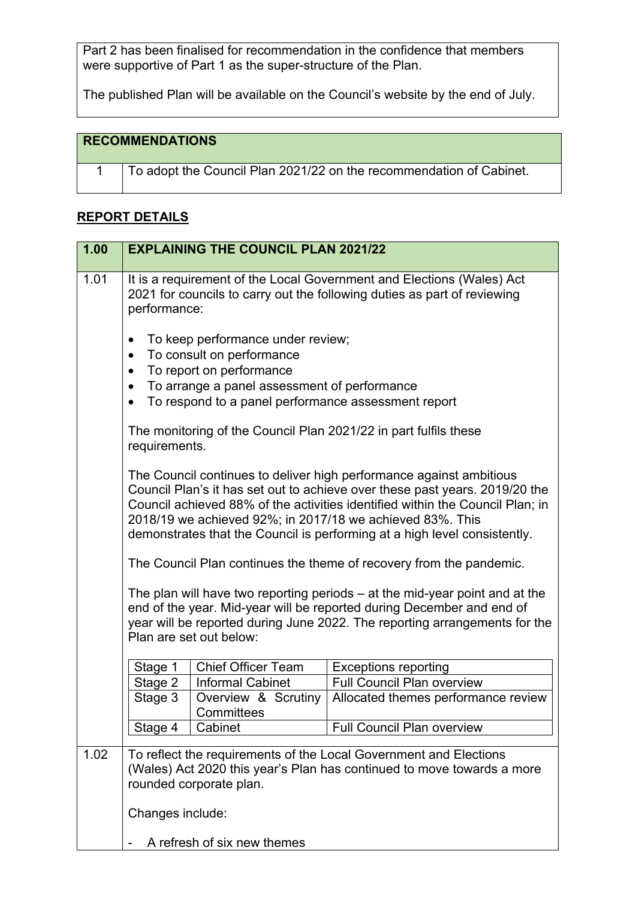Part 2 has been finalised for recommendation in the confidence that members were supportive of Part 1 as the super-structure of the Plan.

The published Plan will be available on the Council's website by the end of July.

| RECOMMENDATIONS | |
|---|---|
| 1 | To adopt the Council Plan 2021/22 on the recommendation of Cabinet. |

## REPORT DETAILS

| 1.00 | EXPLAINING THE COUNCIL PLAN 2021/22 |
|---|---|
| 1.01 | It is a requirement of the Local Government and Elections (Wales) Act 2021 for councils to carry out the following duties as part of reviewing performance:<br><br>• To keep performance under review;<br>• To consult on performance<br>• To report on performance<br>• To arrange a panel assessment of performance<br>• To respond to a panel performance assessment report<br><br>The monitoring of the Council Plan 2021/22 in part fulfils these requirements.<br><br>The Council continues to deliver high performance against ambitious Council Plan's it has set out to achieve over these past years. 2019/20 the Council achieved 88% of the activities identified within the Council Plan; in 2018/19 we achieved 92%; in 2017/18 we achieved 83%. This demonstrates that the Council is performing at a high level consistently.<br><br>The Council Plan continues the theme of recovery from the pandemic.<br><br>The plan will have two reporting periods – at the mid-year point and at the end of the year. Mid-year will be reported during December and end of year will be reported during June 2022. The reporting arrangements for the Plan are set out below:<br><br>Stage 1 – Chief Officer Team – Exceptions reporting<br>Stage 2 – Informal Cabinet – Full Council Plan overview<br>Stage 3 – Overview & Scrutiny Committees – Allocated themes performance review<br>Stage 4 – Cabinet – Full Council Plan overview |
| 1.02 | To reflect the requirements of the Local Government and Elections (Wales) Act 2020 this year's Plan has continued to move towards a more rounded corporate plan.<br><br>Changes include:<br><br>- A refresh of six new themes |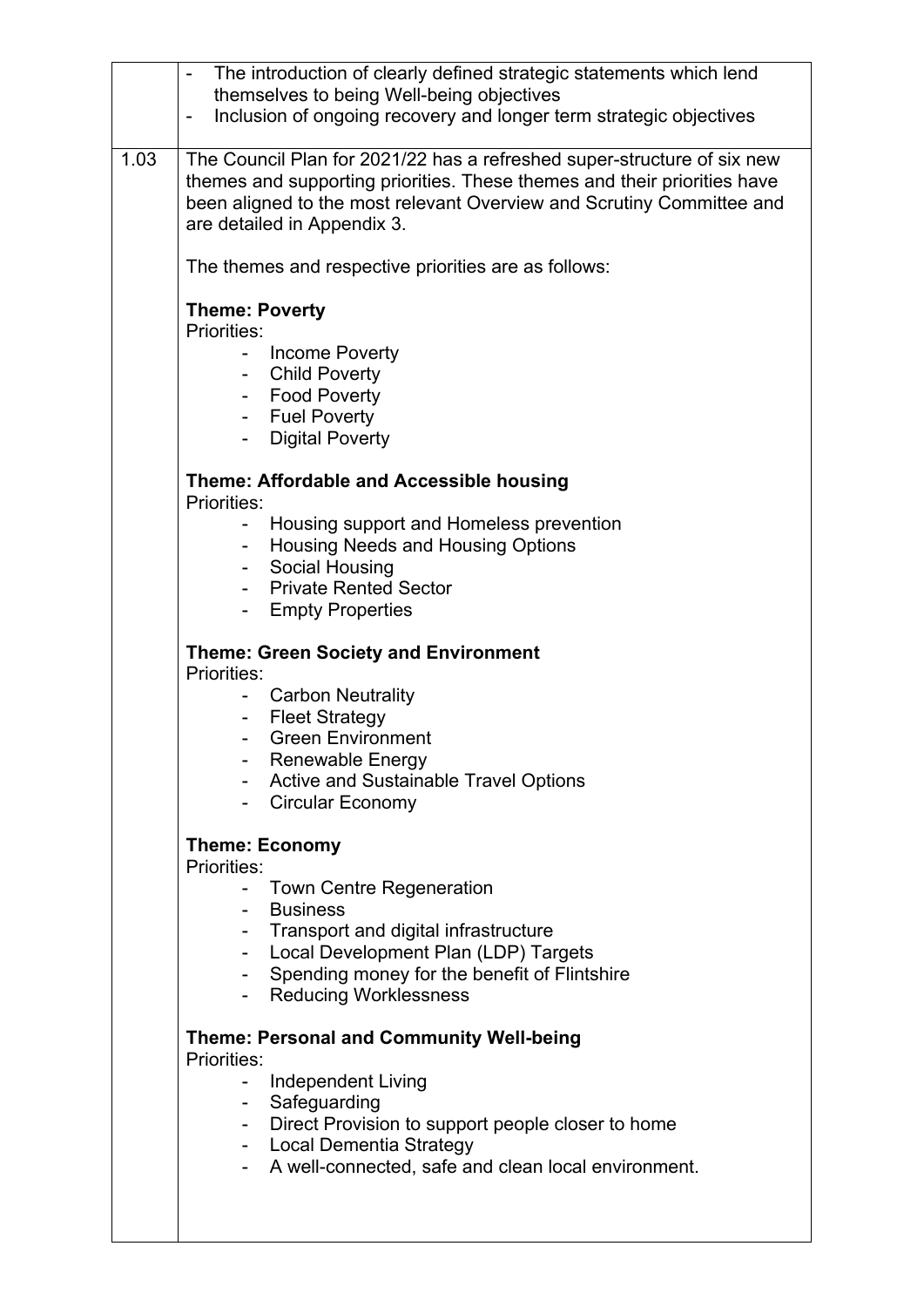| | |
|---|---|
| | - The introduction of clearly defined strategic statements which lend themselves to being Well-being objectives<br>- Inclusion of ongoing recovery and longer term strategic objectives |
| 1.03 | The Council Plan for 2021/22 has a refreshed super-structure of six new themes and supporting priorities. These themes and their priorities have been aligned to the most relevant Overview and Scrutiny Committee and are detailed in Appendix 3.<br><br>The themes and respective priorities are as follows:<br><br>**Theme: Poverty**<br>Priorities:<br>- Income Poverty<br>- Child Poverty<br>- Food Poverty<br>- Fuel Poverty<br>- Digital Poverty<br><br>**Theme: Affordable and Accessible housing**<br>Priorities:<br>- Housing support and Homeless prevention<br>- Housing Needs and Housing Options<br>- Social Housing<br>- Private Rented Sector<br>- Empty Properties<br><br>**Theme: Green Society and Environment**<br>Priorities:<br>- Carbon Neutrality<br>- Fleet Strategy<br>- Green Environment<br>- Renewable Energy<br>- Active and Sustainable Travel Options<br>- Circular Economy<br><br>**Theme: Economy**<br>Priorities:<br>- Town Centre Regeneration<br>- Business<br>- Transport and digital infrastructure<br>- Local Development Plan (LDP) Targets<br>- Spending money for the benefit of Flintshire<br>- Reducing Worklessness<br><br>**Theme: Personal and Community Well-being**<br>Priorities:<br>- Independent Living<br>- Safeguarding<br>- Direct Provision to support people closer to home<br>- Local Dementia Strategy<br>- A well-connected, safe and clean local environment. |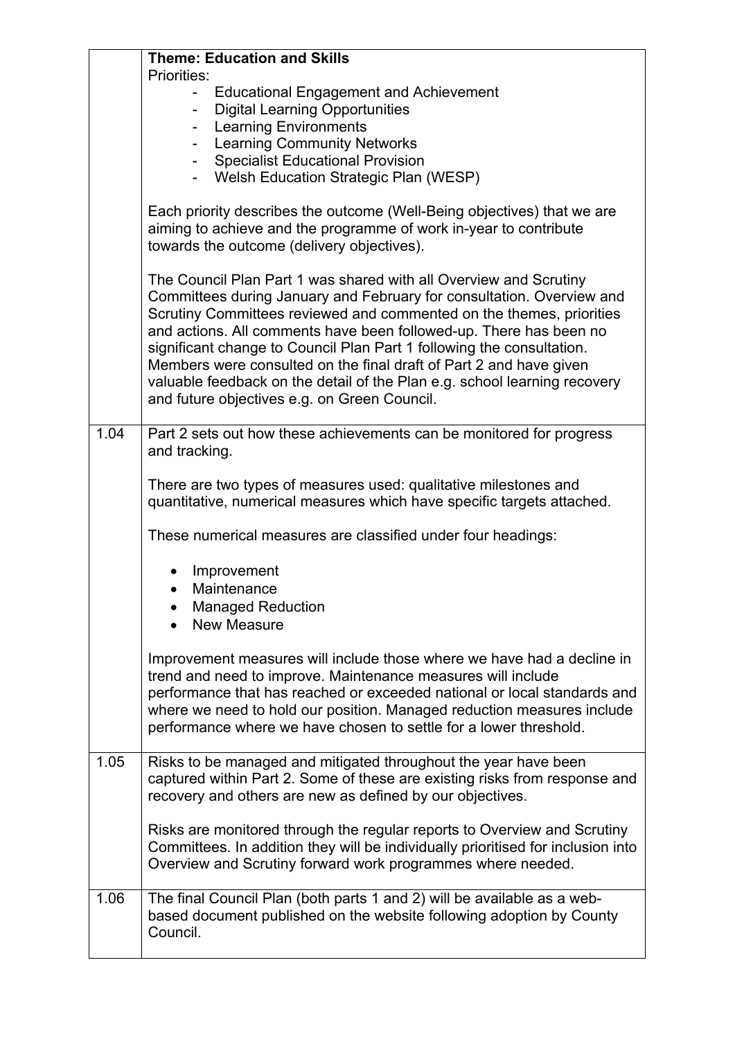| | |
|---|---|
| | **Theme: Education and Skills**<br>Priorities:<br>- Educational Engagement and Achievement<br>- Digital Learning Opportunities<br>- Learning Environments<br>- Learning Community Networks<br>- Specialist Educational Provision<br>- Welsh Education Strategic Plan (WESP)<br><br>Each priority describes the outcome (Well-Being objectives) that we are aiming to achieve and the programme of work in-year to contribute towards the outcome (delivery objectives).<br><br>The Council Plan Part 1 was shared with all Overview and Scrutiny Committees during January and February for consultation. Overview and Scrutiny Committees reviewed and commented on the themes, priorities and actions. All comments have been followed-up. There has been no significant change to Council Plan Part 1 following the consultation. Members were consulted on the final draft of Part 2 and have given valuable feedback on the detail of the Plan e.g. school learning recovery and future objectives e.g. on Green Council. |
| 1.04 | Part 2 sets out how these achievements can be monitored for progress and tracking.<br><br>There are two types of measures used: qualitative milestones and quantitative, numerical measures which have specific targets attached.<br><br>These numerical measures are classified under four headings:<br><br>• Improvement<br>• Maintenance<br>• Managed Reduction<br>• New Measure<br><br>Improvement measures will include those where we have had a decline in trend and need to improve. Maintenance measures will include performance that has reached or exceeded national or local standards and where we need to hold our position. Managed reduction measures include performance where we have chosen to settle for a lower threshold. |
| 1.05 | Risks to be managed and mitigated throughout the year have been captured within Part 2. Some of these are existing risks from response and recovery and others are new as defined by our objectives.<br><br>Risks are monitored through the regular reports to Overview and Scrutiny Committees. In addition they will be individually prioritised for inclusion into Overview and Scrutiny forward work programmes where needed. |
| 1.06 | The final Council Plan (both parts 1 and 2) will be available as a web-based document published on the website following adoption by County Council. |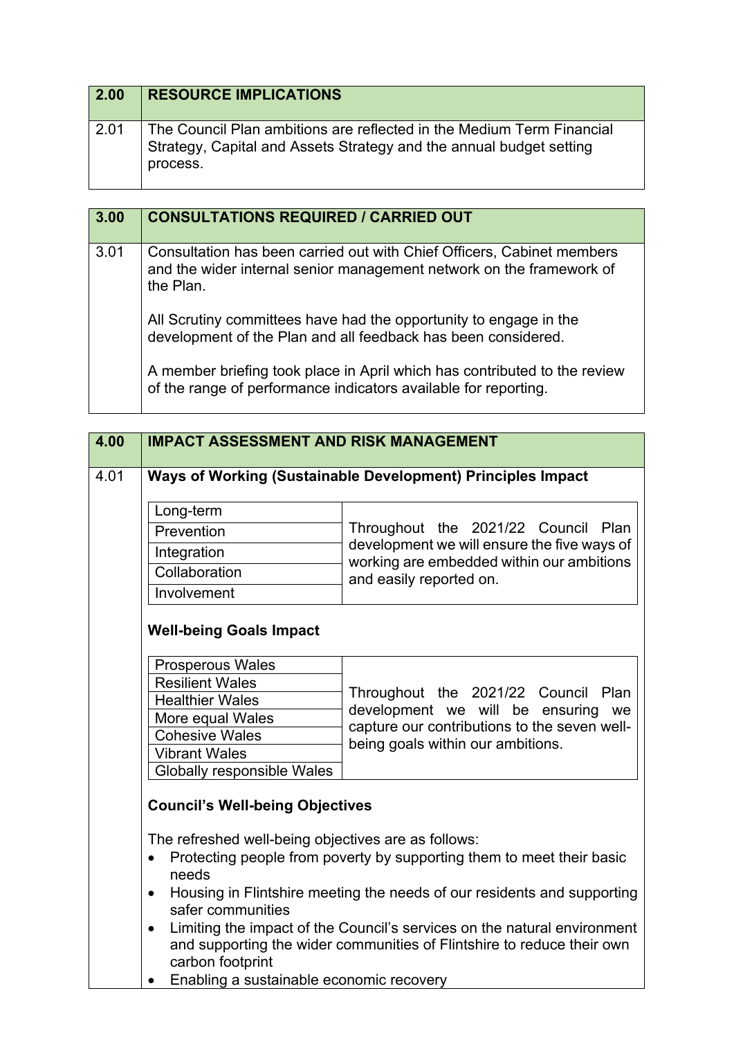| 2.00 | RESOURCE IMPLICATIONS |
|---|---|
| 2.01 | The Council Plan ambitions are reflected in the Medium Term Financial Strategy, Capital and Assets Strategy and the annual budget setting process. |

| 3.00 | CONSULTATIONS REQUIRED / CARRIED OUT |
|---|---|
| 3.01 | Consultation has been carried out with Chief Officers, Cabinet members and the wider internal senior management network on the framework of the Plan.<br><br>All Scrutiny committees have had the opportunity to engage in the development of the Plan and all feedback has been considered.<br><br>A member briefing took place in April which has contributed to the review of the range of performance indicators available for reporting. |

| 4.00 | IMPACT ASSESSMENT AND RISK MANAGEMENT |
|---|---|
| 4.01 | **Ways of Working (Sustainable Development) Principles Impact** |

| Ways of Working | Impact |
|---|---|
| Long-term | Throughout the 2021/22 Council Plan development we will ensure the five ways of working are embedded within our ambitions and easily reported on. |
| Prevention | |
| Integration | |
| Collaboration | |
| Involvement | |

**Well-being Goals Impact**

| Well-being Goal | Impact |
|---|---|
| Prosperous Wales | Throughout the 2021/22 Council Plan development we will be ensuring we capture our contributions to the seven well-being goals within our ambitions. |
| Resilient Wales | |
| Healthier Wales | |
| More equal Wales | |
| Cohesive Wales | |
| Vibrant Wales | |
| Globally responsible Wales | |

**Council's Well-being Objectives**

The refreshed well-being objectives are as follows:

- Protecting people from poverty by supporting them to meet their basic needs
- Housing in Flintshire meeting the needs of our residents and supporting safer communities
- Limiting the impact of the Council's services on the natural environment and supporting the wider communities of Flintshire to reduce their own carbon footprint
- Enabling a sustainable economic recovery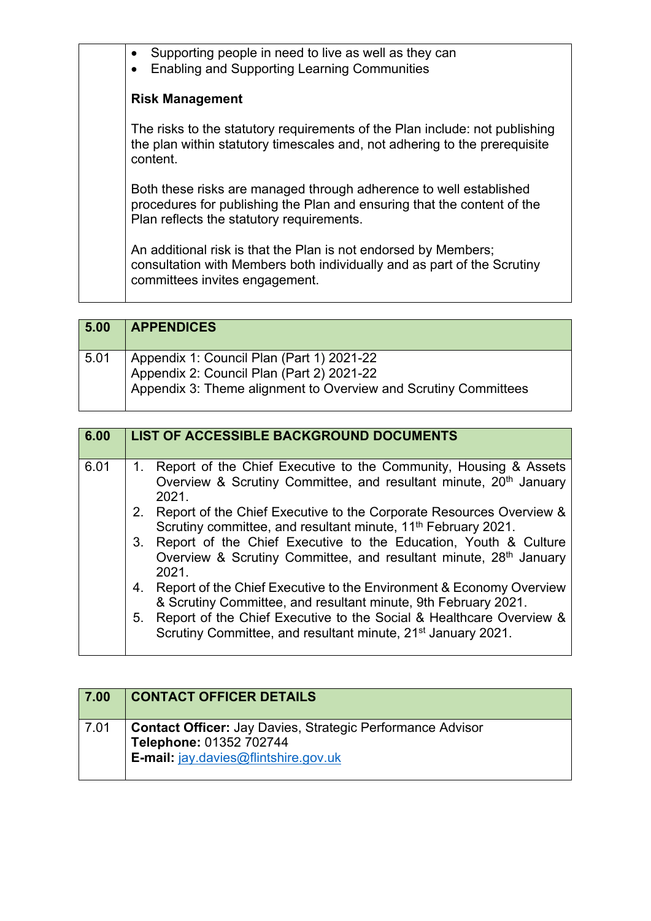| | |
|---|---|
| | • Supporting people in need to live as well as they can<br>• Enabling and Supporting Learning Communities<br><br>**Risk Management**<br><br>The risks to the statutory requirements of the Plan include: not publishing the plan within statutory timescales and, not adhering to the prerequisite content.<br><br>Both these risks are managed through adherence to well established procedures for publishing the Plan and ensuring that the content of the Plan reflects the statutory requirements.<br><br>An additional risk is that the Plan is not endorsed by Members; consultation with Members both individually and as part of the Scrutiny committees invites engagement. |

| 5.00 | APPENDICES |
|---|---|
| 5.01 | Appendix 1: Council Plan (Part 1) 2021-22<br>Appendix 2: Council Plan (Part 2) 2021-22<br>Appendix 3: Theme alignment to Overview and Scrutiny Committees |

| 6.00 | LIST OF ACCESSIBLE BACKGROUND DOCUMENTS |
|---|---|
| 6.01 | 1. Report of the Chief Executive to the Community, Housing & Assets Overview & Scrutiny Committee, and resultant minute, 20th January 2021.<br>2. Report of the Chief Executive to the Corporate Resources Overview & Scrutiny committee, and resultant minute, 11th February 2021.<br>3. Report of the Chief Executive to the Education, Youth & Culture Overview & Scrutiny Committee, and resultant minute, 28th January 2021.<br>4. Report of the Chief Executive to the Environment & Economy Overview & Scrutiny Committee, and resultant minute, 9th February 2021.<br>5. Report of the Chief Executive to the Social & Healthcare Overview & Scrutiny Committee, and resultant minute, 21st January 2021. |

| 7.00 | CONTACT OFFICER DETAILS |
|---|---|
| 7.01 | **Contact Officer:** Jay Davies, Strategic Performance Advisor<br>**Telephone:** 01352 702744<br>**E-mail:** jay.davies@flintshire.gov.uk |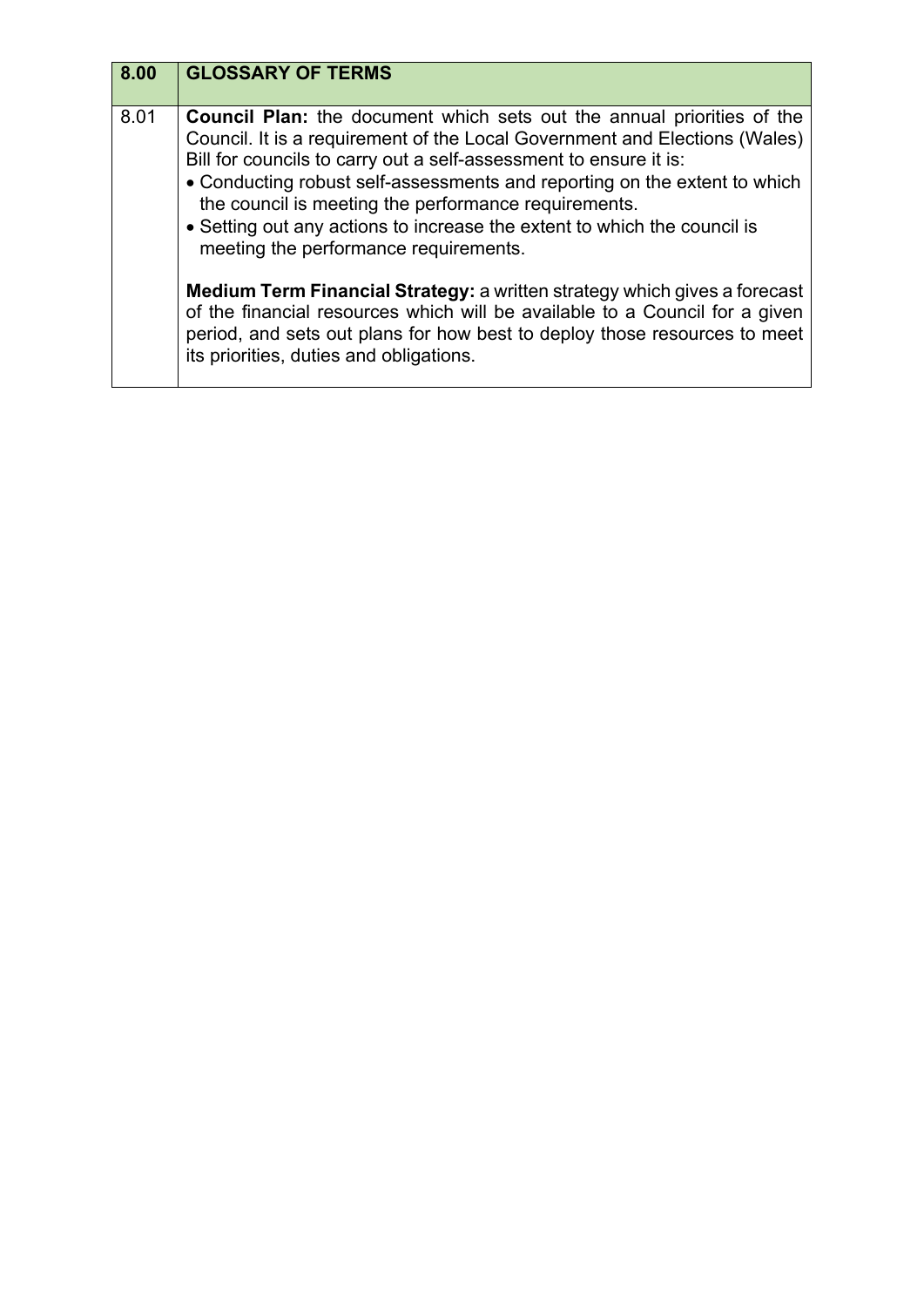| 8.00 | GLOSSARY OF TERMS |
| --- | --- |
| 8.01 | **Council Plan:** the document which sets out the annual priorities of the Council. It is a requirement of the Local Government and Elections (Wales) Bill for councils to carry out a self-assessment to ensure it is:<br>• Conducting robust self-assessments and reporting on the extent to which the council is meeting the performance requirements.<br>• Setting out any actions to increase the extent to which the council is meeting the performance requirements.<br><br>**Medium Term Financial Strategy:** a written strategy which gives a forecast of the financial resources which will be available to a Council for a given period, and sets out plans for how best to deploy those resources to meet its priorities, duties and obligations. |